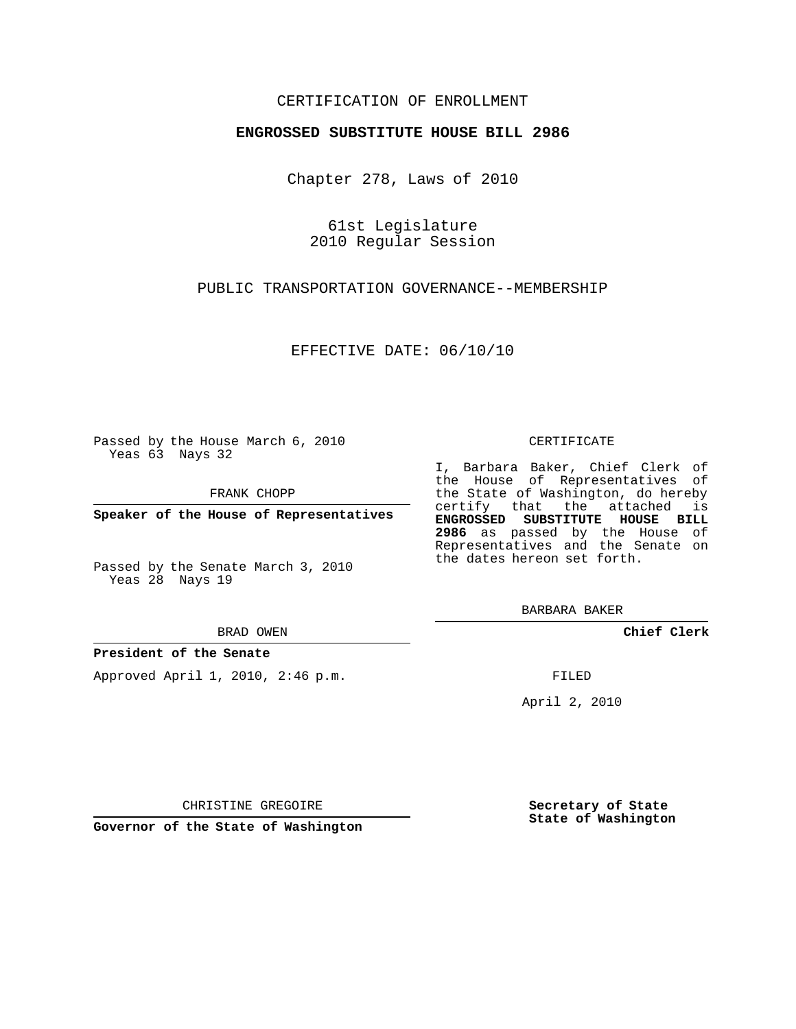CERTIFICATION OF ENROLLMENT

**ENGROSSED SUBSTITUTE HOUSE BILL 2986**

Chapter 278, Laws of 2010

61st Legislature
2010 Regular Session

PUBLIC TRANSPORTATION GOVERNANCE--MEMBERSHIP

EFFECTIVE DATE: 06/10/10

Passed by the House March 6, 2010
Yeas 63 Nays 32

FRANK CHOPP

**Speaker of the House of Representatives**

Passed by the Senate March 3, 2010
Yeas 28 Nays 19

BRAD OWEN

**President of the Senate**

Approved April 1, 2010, 2:46 p.m.

CHRISTINE GREGOIRE

**Governor of the State of Washington**

CERTIFICATE

I, Barbara Baker, Chief Clerk of the House of Representatives of the State of Washington, do hereby certify that the attached is **ENGROSSED SUBSTITUTE HOUSE BILL 2986** as passed by the House of Representatives and the Senate on the dates hereon set forth.

BARBARA BAKER

**Chief Clerk**

FILED

April 2, 2010

**Secretary of State**
**State of Washington**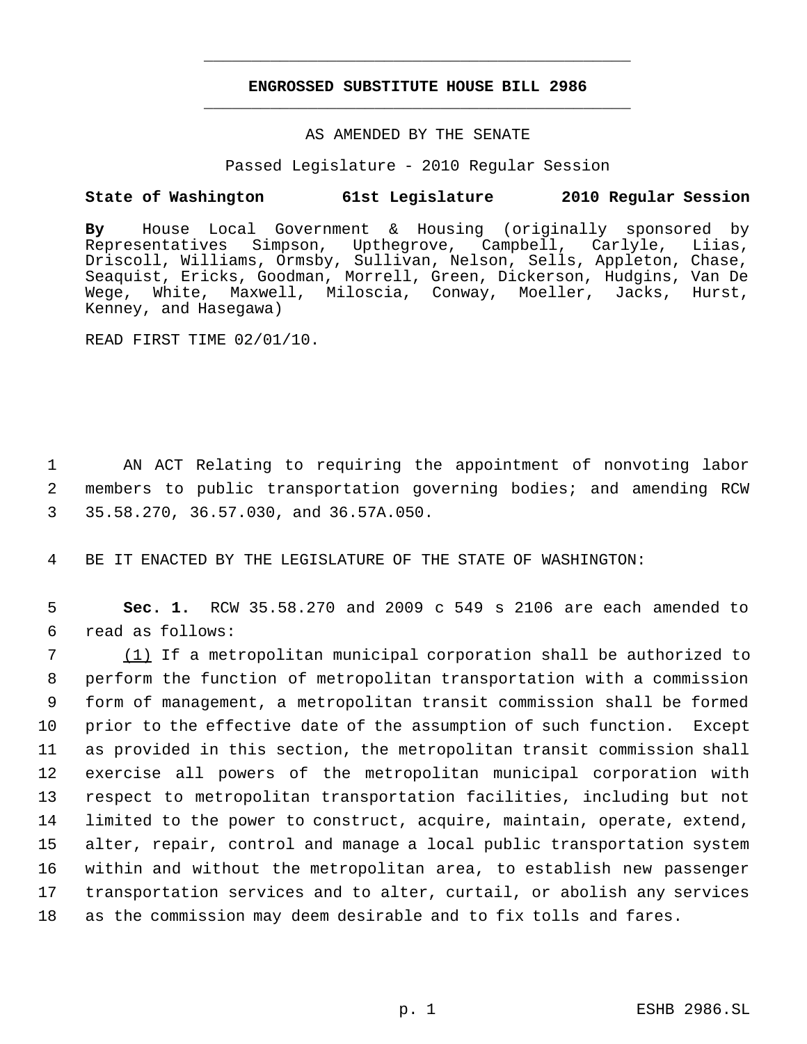# ENGROSSED SUBSTITUTE HOUSE BILL 2986

AS AMENDED BY THE SENATE

Passed Legislature - 2010 Regular Session

**State of Washington 61st Legislature 2010 Regular Session**

**By** House Local Government & Housing (originally sponsored by Representatives Simpson, Upthegrove, Campbell, Carlyle, Liias, Driscoll, Williams, Ormsby, Sullivan, Nelson, Sells, Appleton, Chase, Seaquist, Ericks, Goodman, Morrell, Green, Dickerson, Hudgins, Van De Wege, White, Maxwell, Miloscia, Conway, Moeller, Jacks, Hurst, Kenney, and Hasegawa)

READ FIRST TIME 02/01/10.

AN ACT Relating to requiring the appointment of nonvoting labor members to public transportation governing bodies; and amending RCW 35.58.270, 36.57.030, and 36.57A.050.

BE IT ENACTED BY THE LEGISLATURE OF THE STATE OF WASHINGTON:

**Sec. 1.** RCW 35.58.270 and 2009 c 549 s 2106 are each amended to read as follows:

(1) If a metropolitan municipal corporation shall be authorized to perform the function of metropolitan transportation with a commission form of management, a metropolitan transit commission shall be formed prior to the effective date of the assumption of such function. Except as provided in this section, the metropolitan transit commission shall exercise all powers of the metropolitan municipal corporation with respect to metropolitan transportation facilities, including but not limited to the power to construct, acquire, maintain, operate, extend, alter, repair, control and manage a local public transportation system within and without the metropolitan area, to establish new passenger transportation services and to alter, curtail, or abolish any services as the commission may deem desirable and to fix tolls and fares.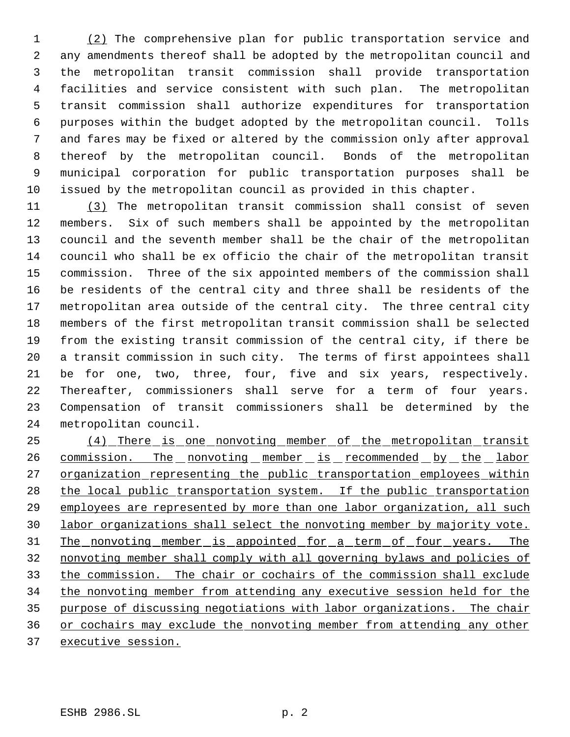(2) The comprehensive plan for public transportation service and any amendments thereof shall be adopted by the metropolitan council and the metropolitan transit commission shall provide transportation facilities and service consistent with such plan. The metropolitan transit commission shall authorize expenditures for transportation purposes within the budget adopted by the metropolitan council. Tolls and fares may be fixed or altered by the commission only after approval thereof by the metropolitan council. Bonds of the metropolitan municipal corporation for public transportation purposes shall be issued by the metropolitan council as provided in this chapter.

(3) The metropolitan transit commission shall consist of seven members. Six of such members shall be appointed by the metropolitan council and the seventh member shall be the chair of the metropolitan council who shall be ex officio the chair of the metropolitan transit commission. Three of the six appointed members of the commission shall be residents of the central city and three shall be residents of the metropolitan area outside of the central city. The three central city members of the first metropolitan transit commission shall be selected from the existing transit commission of the central city, if there be a transit commission in such city. The terms of first appointees shall be for one, two, three, four, five and six years, respectively. Thereafter, commissioners shall serve for a term of four years. Compensation of transit commissioners shall be determined by the metropolitan council.

<u>(4) There is one nonvoting member of the metropolitan transit commission. The nonvoting member is recommended by the labor organization representing the public transportation employees within the local public transportation system. If the public transportation employees are represented by more than one labor organization, all such labor organizations shall select the nonvoting member by majority vote. The nonvoting member is appointed for a term of four years. The nonvoting member shall comply with all governing bylaws and policies of the commission. The chair or cochairs of the commission shall exclude the nonvoting member from attending any executive session held for the purpose of discussing negotiations with labor organizations. The chair or cochairs may exclude the nonvoting member from attending any other executive session.</u>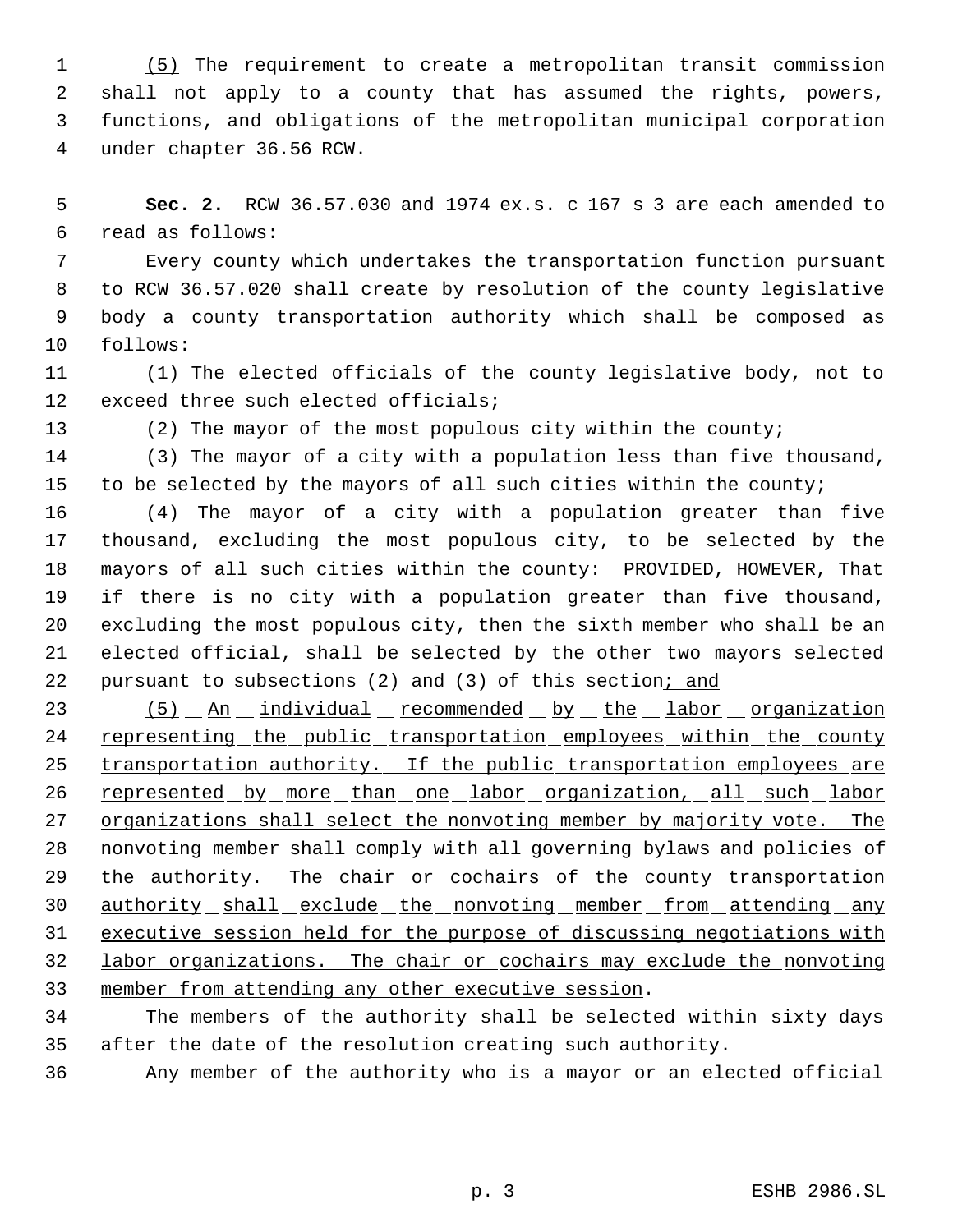(5) The requirement to create a metropolitan transit commission shall not apply to a county that has assumed the rights, powers, functions, and obligations of the metropolitan municipal corporation under chapter 36.56 RCW.

**Sec. 2.** RCW 36.57.030 and 1974 ex.s. c 167 s 3 are each amended to read as follows:

Every county which undertakes the transportation function pursuant to RCW 36.57.020 shall create by resolution of the county legislative body a county transportation authority which shall be composed as follows:

(1) The elected officials of the county legislative body, not to exceed three such elected officials;

(2) The mayor of the most populous city within the county;

(3) The mayor of a city with a population less than five thousand, to be selected by the mayors of all such cities within the county;

(4) The mayor of a city with a population greater than five thousand, excluding the most populous city, to be selected by the mayors of all such cities within the county: PROVIDED, HOWEVER, That if there is no city with a population greater than five thousand, excluding the most populous city, then the sixth member who shall be an elected official, shall be selected by the other two mayors selected pursuant to subsections (2) and (3) of this section; and

(5) An individual recommended by the labor organization representing the public transportation employees within the county transportation authority. If the public transportation employees are represented by more than one labor organization, all such labor organizations shall select the nonvoting member by majority vote. The nonvoting member shall comply with all governing bylaws and policies of the authority. The chair or cochairs of the county transportation authority shall exclude the nonvoting member from attending any executive session held for the purpose of discussing negotiations with labor organizations. The chair or cochairs may exclude the nonvoting member from attending any other executive session.

The members of the authority shall be selected within sixty days after the date of the resolution creating such authority.

Any member of the authority who is a mayor or an elected official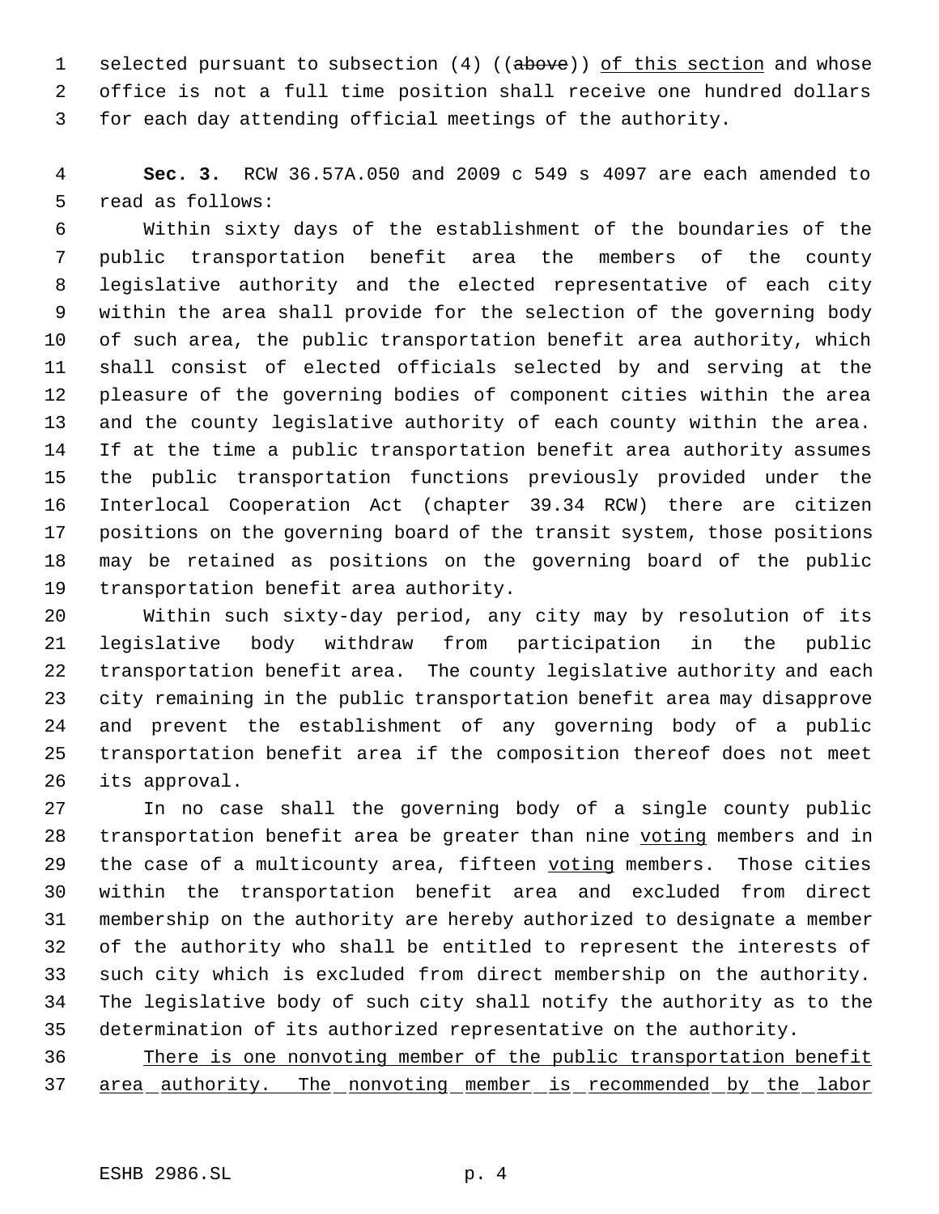selected pursuant to subsection (4) ((~~above~~)) <u>of this section</u> and whose office is not a full time position shall receive one hundred dollars for each day attending official meetings of the authority.

**Sec. 3.** RCW 36.57A.050 and 2009 c 549 s 4097 are each amended to read as follows:

Within sixty days of the establishment of the boundaries of the public transportation benefit area the members of the county legislative authority and the elected representative of each city within the area shall provide for the selection of the governing body of such area, the public transportation benefit area authority, which shall consist of elected officials selected by and serving at the pleasure of the governing bodies of component cities within the area and the county legislative authority of each county within the area. If at the time a public transportation benefit area authority assumes the public transportation functions previously provided under the Interlocal Cooperation Act (chapter 39.34 RCW) there are citizen positions on the governing board of the transit system, those positions may be retained as positions on the governing board of the public transportation benefit area authority.

Within such sixty-day period, any city may by resolution of its legislative body withdraw from participation in the public transportation benefit area. The county legislative authority and each city remaining in the public transportation benefit area may disapprove and prevent the establishment of any governing body of a public transportation benefit area if the composition thereof does not meet its approval.

In no case shall the governing body of a single county public transportation benefit area be greater than nine <u>voting</u> members and in the case of a multicounty area, fifteen <u>voting</u> members. Those cities within the transportation benefit area and excluded from direct membership on the authority are hereby authorized to designate a member of the authority who shall be entitled to represent the interests of such city which is excluded from direct membership on the authority. The legislative body of such city shall notify the authority as to the determination of its authorized representative on the authority.

<u>There is one nonvoting member of the public transportation benefit area authority. The nonvoting member is recommended by the labor</u>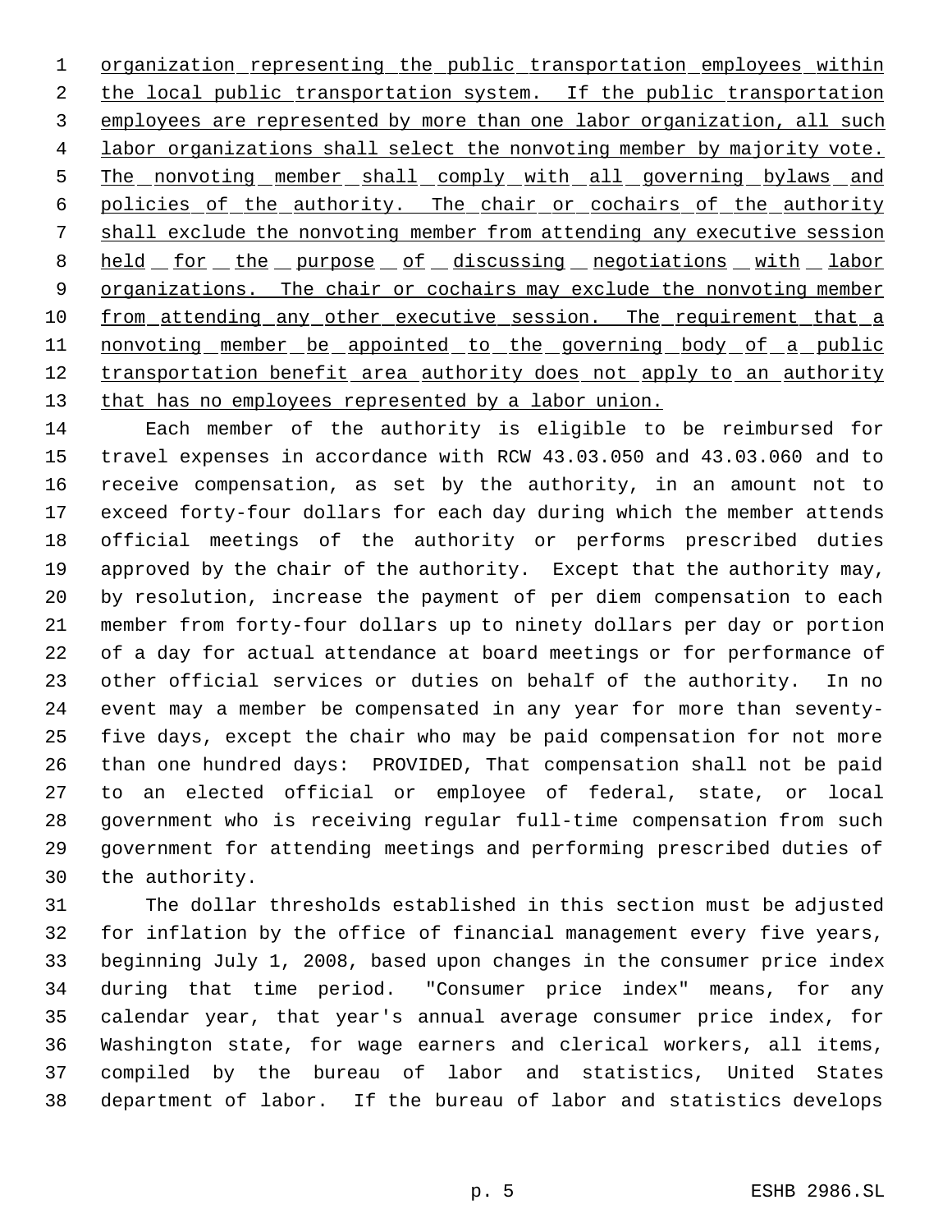organization representing the public transportation employees within the local public transportation system. If the public transportation employees are represented by more than one labor organization, all such labor organizations shall select the nonvoting member by majority vote. The nonvoting member shall comply with all governing bylaws and policies of the authority. The chair or cochairs of the authority shall exclude the nonvoting member from attending any executive session held for the purpose of discussing negotiations with labor organizations. The chair or cochairs may exclude the nonvoting member from attending any other executive session. The requirement that a nonvoting member be appointed to the governing body of a public transportation benefit area authority does not apply to an authority that has no employees represented by a labor union.

Each member of the authority is eligible to be reimbursed for travel expenses in accordance with RCW 43.03.050 and 43.03.060 and to receive compensation, as set by the authority, in an amount not to exceed forty-four dollars for each day during which the member attends official meetings of the authority or performs prescribed duties approved by the chair of the authority. Except that the authority may, by resolution, increase the payment of per diem compensation to each member from forty-four dollars up to ninety dollars per day or portion of a day for actual attendance at board meetings or for performance of other official services or duties on behalf of the authority. In no event may a member be compensated in any year for more than seventy-five days, except the chair who may be paid compensation for not more than one hundred days: PROVIDED, That compensation shall not be paid to an elected official or employee of federal, state, or local government who is receiving regular full-time compensation from such government for attending meetings and performing prescribed duties of the authority.

The dollar thresholds established in this section must be adjusted for inflation by the office of financial management every five years, beginning July 1, 2008, based upon changes in the consumer price index during that time period. "Consumer price index" means, for any calendar year, that year's annual average consumer price index, for Washington state, for wage earners and clerical workers, all items, compiled by the bureau of labor and statistics, United States department of labor. If the bureau of labor and statistics develops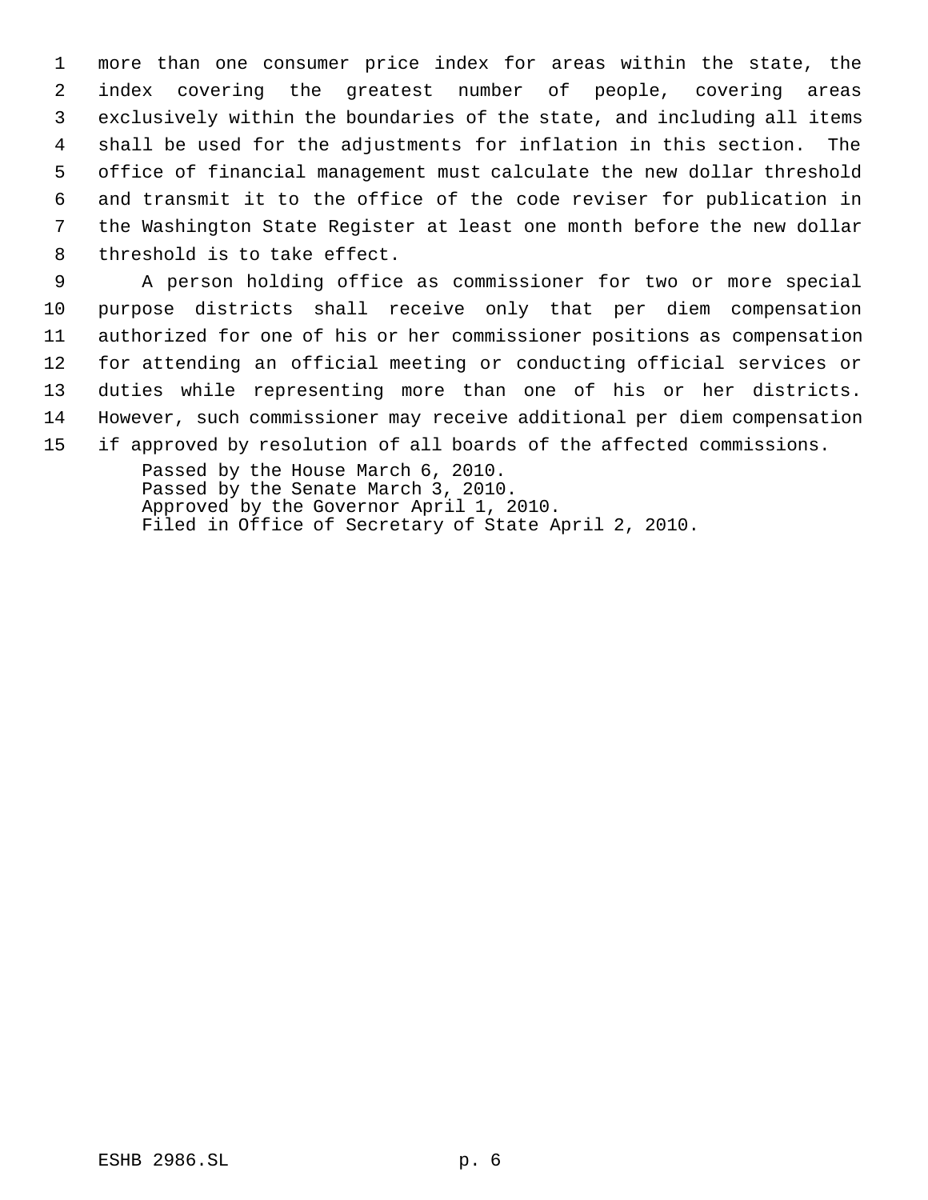more than one consumer price index for areas within the state, the index covering the greatest number of people, covering areas exclusively within the boundaries of the state, and including all items shall be used for the adjustments for inflation in this section. The office of financial management must calculate the new dollar threshold and transmit it to the office of the code reviser for publication in the Washington State Register at least one month before the new dollar threshold is to take effect.

A person holding office as commissioner for two or more special purpose districts shall receive only that per diem compensation authorized for one of his or her commissioner positions as compensation for attending an official meeting or conducting official services or duties while representing more than one of his or her districts. However, such commissioner may receive additional per diem compensation if approved by resolution of all boards of the affected commissions.

Passed by the House March 6, 2010.
Passed by the Senate March 3, 2010.
Approved by the Governor April 1, 2010.
Filed in Office of Secretary of State April 2, 2010.